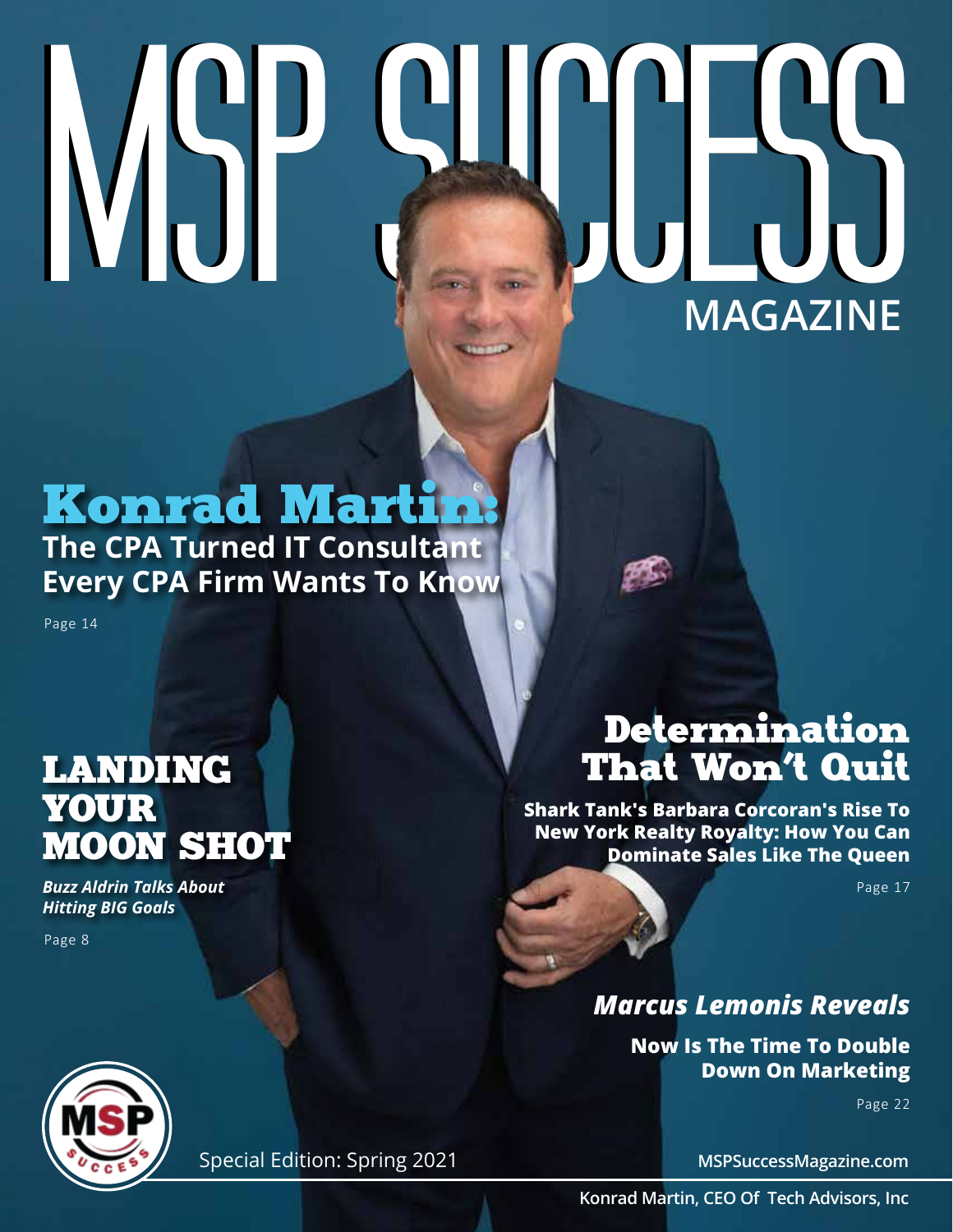# MSP SUCCESS MAGAZINE

## Konrad Martin:

**The CPA Turned IT Consultant Every CPA Firm Wants To Know**

Page 14

## LANDING YOUR MOON SHOT

***Buzz Aldrin Talks About Hitting BIG Goals***

Page 8

## Determination That Won't Quit

**Shark Tank's Barbara Corcoran's Rise To New York Realty Royalty: How You Can Dominate Sales Like The Queen**

Page 17

## *Marcus Lemonis Reveals*

**Now Is The Time To Double Down On Marketing**

Page 22

Special Edition: Spring 2021

MSPSuccessMagazine.com

Konrad Martin, CEO Of Tech Advisors, Inc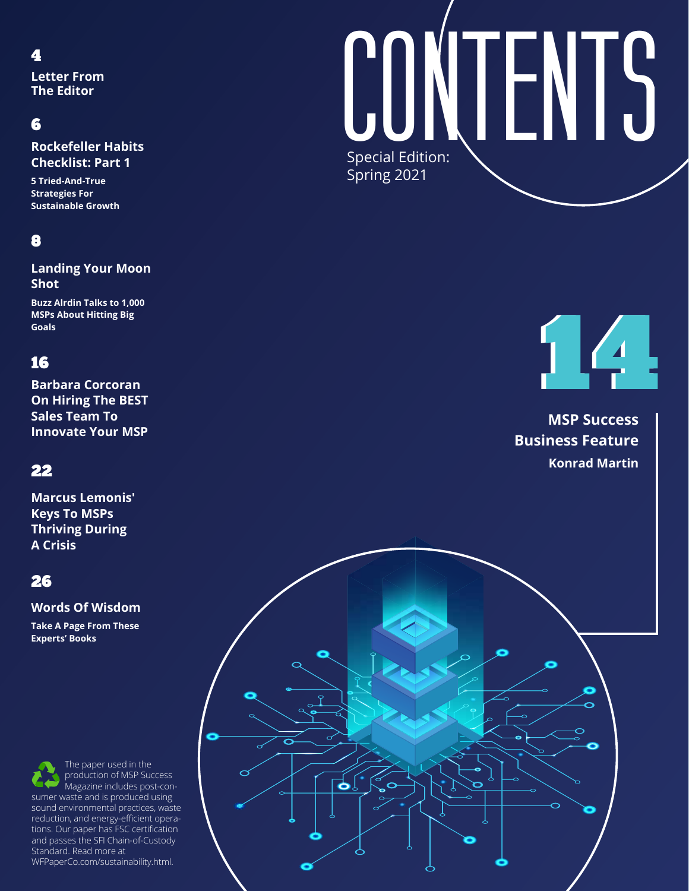# CONTENTS

Special Edition:
Spring 2021

**4**

**Letter From The Editor**

**6**

**Rockefeller Habits Checklist: Part 1**

**5 Tried-And-True Strategies For Sustainable Growth**

**8**

**Landing Your Moon Shot**

**Buzz Alrdin Talks to 1,000 MSPs About Hitting Big Goals**

**14**

**MSP Success Business Feature**

**Konrad Martin**

**16**

**Barbara Corcoran On Hiring The BEST Sales Team To Innovate Your MSP**

**22**

**Marcus Lemonis' Keys To MSPs Thriving During A Crisis**

**26**

**Words Of Wisdom**

**Take A Page From These Experts' Books**

The paper used in the production of MSP Success Magazine includes post-consumer waste and is produced using sound environmental practices, waste reduction, and energy-efficient operations. Our paper has FSC certification and passes the SFI Chain-of-Custody Standard. Read more at WFPaperCo.com/sustainability.html.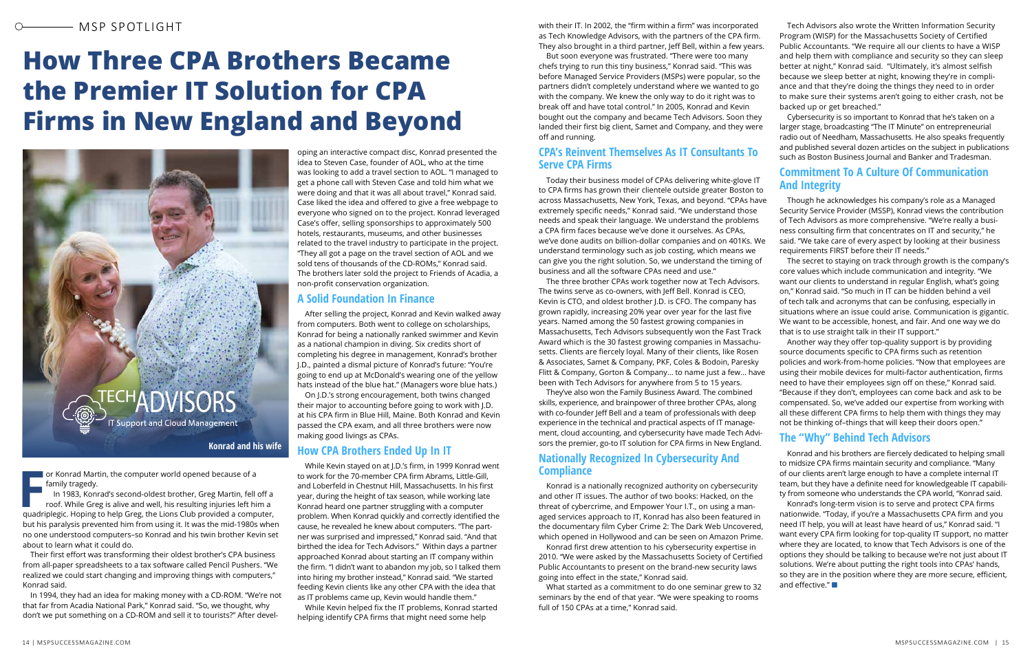MSP SPOTLIGHT

# How Three CPA Brothers Became the Premier IT Solution for CPA Firms in New England and Beyond

TECHADVISORS
IT Support and Cloud Management

Konrad and his wife

For Konrad Martin, the computer world opened because of a family tragedy.

In 1983, Konrad's second-oldest brother, Greg Martin, fell off a roof. While Greg is alive and well, his resulting injuries left him a quadriplegic. Hoping to help Greg, the Lions Club provided a computer, but his paralysis prevented him from using it. It was the mid-1980s when no one understood computers–so Konrad and his twin brother Kevin set about to learn what it could do.

Their first effort was transforming their oldest brother's CPA business from all-paper spreadsheets to a tax software called Pencil Pushers. "We realized we could start changing and improving things with computers," Konrad said.

In 1994, they had an idea for making money with a CD-ROM. "We're not that far from Acadia National Park," Konrad said. "So, we thought, why don't we put something on a CD-ROM and sell it to tourists?" After developing an interactive compact disc, Konrad presented the idea to Steven Case, founder of AOL, who at the time was looking to add a travel section to AOL. "I managed to get a phone call with Steven Case and told him what we were doing and that it was all about travel," Konrad said. Case liked the idea and offered to give a free webpage to everyone who signed on to the project. Konrad leveraged Case's offer, selling sponsorships to approximately 500 hotels, restaurants, museums, and other businesses related to the travel industry to participate in the project. "They all got a page on the travel section of AOL and we sold tens of thousands of the CD-ROMs," Konrad said. The brothers later sold the project to Friends of Acadia, a non-profit conservation organization.

## A Solid Foundation In Finance

After selling the project, Konrad and Kevin walked away from computers. Both went to college on scholarships, Konrad for being a nationally ranked swimmer and Kevin as a national champion in diving. Six credits short of completing his degree in management, Konrad's brother J.D., painted a dismal picture of Konrad's future: "You're going to end up at McDonald's wearing one of the yellow hats instead of the blue hat." (Managers wore blue hats.)

On J.D.'s strong encouragement, both twins changed their major to accounting before going to work with J.D. at his CPA firm in Blue Hill, Maine. Both Konrad and Kevin passed the CPA exam, and all three brothers were now making good livings as CPAs.

## How CPA Brothers Ended Up In IT

While Kevin stayed on at J.D.'s firm, in 1999 Konrad went to work for the 70-member CPA firm Abrams, Little-Gill, and Loberfeld in Chestnut Hill, Massachusetts. In his first year, during the height of tax season, while working late Konrad heard one partner struggling with a computer problem. When Konrad quickly and correctly identified the cause, he revealed he knew about computers. "The partner was surprised and impressed," Konrad said. "And that birthed the idea for Tech Advisors." Within days a partner approached Konrad about starting an IT company within the firm. "I didn't want to abandon my job, so I talked them into hiring my brother instead," Konrad said. "We started feeding Kevin clients like any other CPA with the idea that as IT problems came up, Kevin would handle them."

While Kevin helped fix the IT problems, Konrad started helping identify CPA firms that might need some help with their IT. In 2002, the "firm within a firm" was incorporated as Tech Knowledge Advisors, with the partners of the CPA firm. They also brought in a third partner, Jeff Bell, within a few years.

But soon everyone was frustrated. "There were too many chefs trying to run this tiny business," Konrad said. "This was before Managed Service Providers (MSPs) were popular, so the partners didn't completely understand where we wanted to go with the company. We knew the only way to do it right was to break off and have total control." In 2005, Konrad and Kevin bought out the company and became Tech Advisors. Soon they landed their first big client, Samet and Company, and they were off and running.

## CPA's Reinvent Themselves As IT Consultants To Serve CPA Firms

Today their business model of CPAs delivering white-glove IT to CPA firms has grown their clientele outside greater Boston to across Massachusetts, New York, Texas, and beyond. "CPAs have extremely specific needs," Konrad said. "We understand those needs and speak their language. We understand the problems a CPA firm faces because we've done it ourselves. As CPAs, we've done audits on billion-dollar companies and on 401Ks. We understand terminology such as job costing, which means we can give you the right solution. So, we understand the timing of business and all the software CPAs need and use."

The three brother CPAs work together now at Tech Advisors. The twins serve as co-owners, with Jeff Bell. Konrad is CEO, Kevin is CTO, and oldest brother J.D. is CFO. The company has grown rapidly, increasing 20% year over year for the last five years. Named among the 50 fastest growing companies in Massachusetts, Tech Advisors subsequently won the Fast Track Award which is the 30 fastest growing companies in Massachusetts. Clients are fiercely loyal. Many of their clients, like Rosen & Associates, Samet & Company, PKF, Coles & Bodoin, Paresky Flitt & Company, Gorton & Company... to name just a few... have been with Tech Advisors for anywhere from 5 to 15 years.

They've also won the Family Business Award. The combined skills, experience, and brainpower of three brother CPAs, along with co-founder Jeff Bell and a team of professionals with deep experience in the technical and practical aspects of IT management, cloud accounting, and cybersecurity have made Tech Advisors the premier, go-to IT solution for CPA firms in New England.

## Nationally Recognized In Cybersecurity And Compliance

Konrad is a nationally recognized authority on cybersecurity and other IT issues. The author of two books: Hacked, on the threat of cybercrime, and Empower Your I.T., on using a managed services approach to IT, Konrad has also been featured in the documentary film Cyber Crime 2: The Dark Web Uncovered, which opened in Hollywood and can be seen on Amazon Prime.

Konrad first drew attention to his cybersecurity expertise in 2010. "We were asked by the Massachusetts Society of Certified Public Accountants to present on the brand-new security laws going into effect in the state," Konrad said.

What started as a commitment to do one seminar grew to 32 seminars by the end of that year. "We were speaking to rooms full of 150 CPAs at a time," Konrad said.

Tech Advisors also wrote the Written Information Security Program (WISP) for the Massachusetts Society of Certified Public Accountants. "We require all our clients to have a WISP and help them with compliance and security so they can sleep better at night," Konrad said. "Ultimately, it's almost selfish because we sleep better at night, knowing they're in compliance and that they're doing the things they need to in order to make sure their systems aren't going to either crash, not be backed up or get breached."

Cybersecurity is so important to Konrad that he's taken on a larger stage, broadcasting "The IT Minute" on entrepreneurial radio out of Needham, Massachusetts. He also speaks frequently and published several dozen articles on the subject in publications such as Boston Business Journal and Banker and Tradesman.

## Commitment To A Culture Of Communication And Integrity

Though he acknowledges his company's role as a Managed Security Service Provider (MSSP), Konrad views the contribution of Tech Advisors as more comprehensive. "We're really a business consulting firm that concentrates on IT and security," he said. "We take care of every aspect by looking at their business requirements FIRST before their IT needs."

The secret to staying on track through growth is the company's core values which include communication and integrity. "We want our clients to understand in regular English, what's going on," Konrad said. "So much in IT can be hidden behind a veil of tech talk and acronyms that can be confusing, especially in situations where an issue could arise. Communication is gigantic. We want to be accessible, honest, and fair. And one way we do that is to use straight talk in their IT support."

Another way they offer top-quality support is by providing source documents specific to CPA firms such as retention policies and work-from-home policies. "Now that employees are using their mobile devices for multi-factor authentication, firms need to have their employees sign off on these," Konrad said. "Because if they don't, employees can come back and ask to be compensated. So, we've added our expertise from working with all these different CPA firms to help them with things they may not be thinking of–things that will keep their doors open."

## The "Why" Behind Tech Advisors

Konrad and his brothers are fiercely dedicated to helping small to midsize CPA firms maintain security and compliance. "Many of our clients aren't large enough to have a complete internal IT team, but they have a definite need for knowledgeable IT capability from someone who understands the CPA world, "Konrad said.

Konrad's long-term vision is to serve and protect CPA firms nationwide. "Today, if you're a Massachusetts CPA firm and you need IT help, you will at least have heard of us," Konrad said. "I want every CPA firm looking for top-quality IT support, no matter where they are located, to know that Tech Advisors is one of the options they should be talking to because we're not just about IT solutions. We're about putting the right tools into CPAs' hands, so they are in the position where they are more secure, efficient, and effective." ■